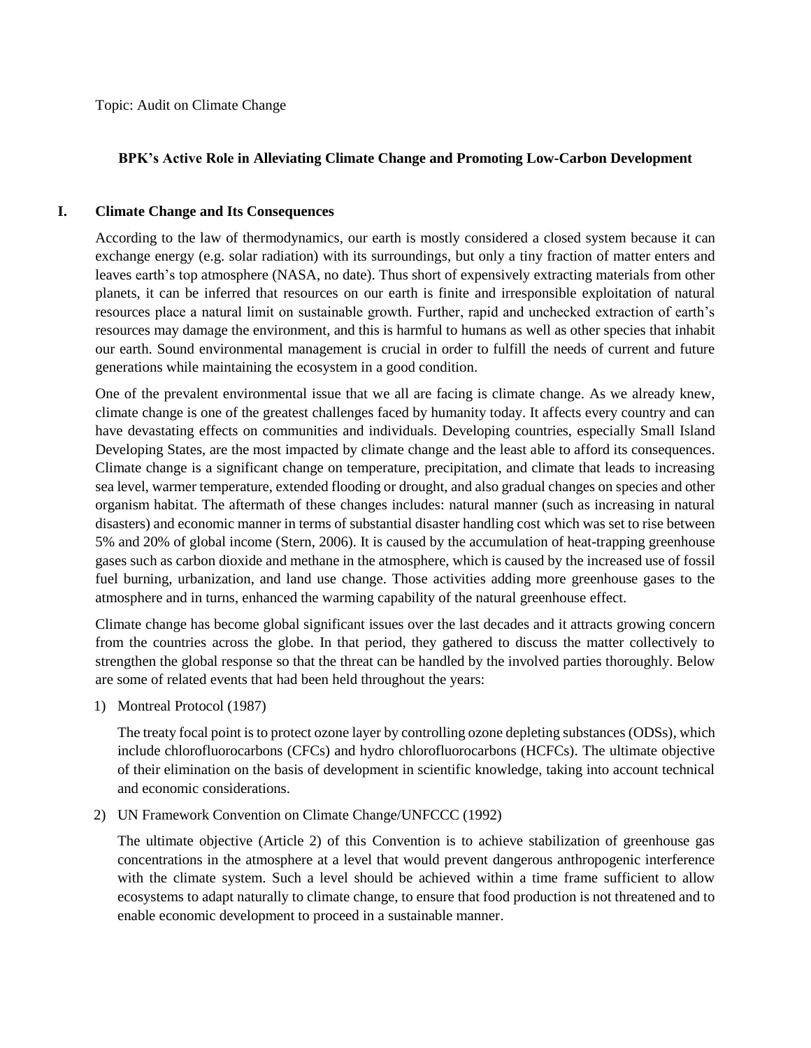Topic: Audit on Climate Change

## BPK's Active Role in Alleviating Climate Change and Promoting Low-Carbon Development

### I. Climate Change and Its Consequences

According to the law of thermodynamics, our earth is mostly considered a closed system because it can exchange energy (e.g. solar radiation) with its surroundings, but only a tiny fraction of matter enters and leaves earth's top atmosphere (NASA, no date). Thus short of expensively extracting materials from other planets, it can be inferred that resources on our earth is finite and irresponsible exploitation of natural resources place a natural limit on sustainable growth. Further, rapid and unchecked extraction of earth's resources may damage the environment, and this is harmful to humans as well as other species that inhabit our earth. Sound environmental management is crucial in order to fulfill the needs of current and future generations while maintaining the ecosystem in a good condition.

One of the prevalent environmental issue that we all are facing is climate change. As we already knew, climate change is one of the greatest challenges faced by humanity today. It affects every country and can have devastating effects on communities and individuals. Developing countries, especially Small Island Developing States, are the most impacted by climate change and the least able to afford its consequences. Climate change is a significant change on temperature, precipitation, and climate that leads to increasing sea level, warmer temperature, extended flooding or drought, and also gradual changes on species and other organism habitat. The aftermath of these changes includes: natural manner (such as increasing in natural disasters) and economic manner in terms of substantial disaster handling cost which was set to rise between 5% and 20% of global income (Stern, 2006). It is caused by the accumulation of heat-trapping greenhouse gases such as carbon dioxide and methane in the atmosphere, which is caused by the increased use of fossil fuel burning, urbanization, and land use change. Those activities adding more greenhouse gases to the atmosphere and in turns, enhanced the warming capability of the natural greenhouse effect.

Climate change has become global significant issues over the last decades and it attracts growing concern from the countries across the globe. In that period, they gathered to discuss the matter collectively to strengthen the global response so that the threat can be handled by the involved parties thoroughly. Below are some of related events that had been held throughout the years:

1) Montreal Protocol (1987)

   The treaty focal point is to protect ozone layer by controlling ozone depleting substances (ODSs), which include chlorofluorocarbons (CFCs) and hydro chlorofluorocarbons (HCFCs). The ultimate objective of their elimination on the basis of development in scientific knowledge, taking into account technical and economic considerations.

2) UN Framework Convention on Climate Change/UNFCCC (1992)

   The ultimate objective (Article 2) of this Convention is to achieve stabilization of greenhouse gas concentrations in the atmosphere at a level that would prevent dangerous anthropogenic interference with the climate system. Such a level should be achieved within a time frame sufficient to allow ecosystems to adapt naturally to climate change, to ensure that food production is not threatened and to enable economic development to proceed in a sustainable manner.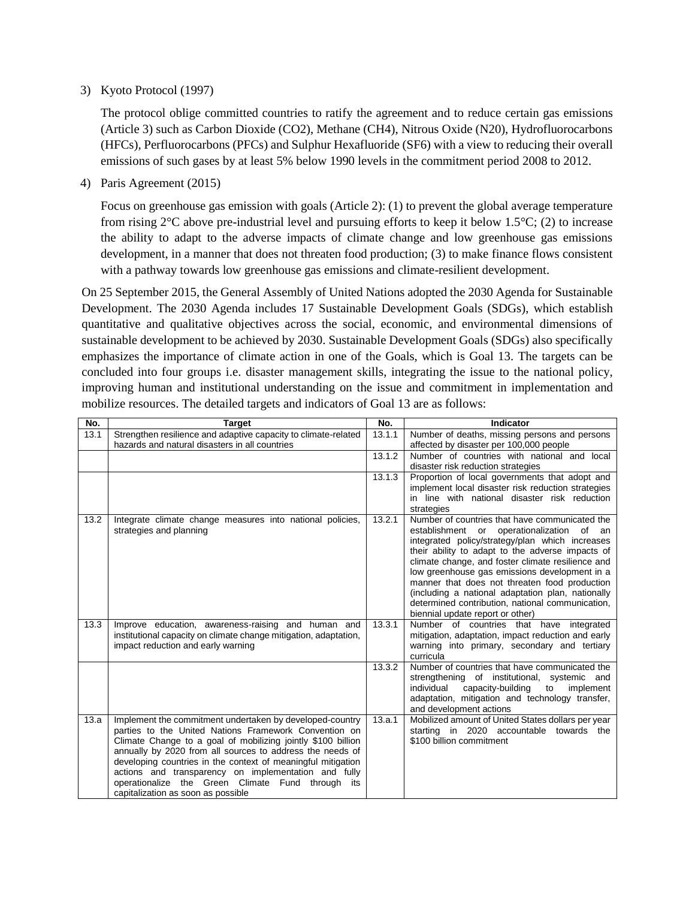3) Kyoto Protocol (1997)

   The protocol oblige committed countries to ratify the agreement and to reduce certain gas emissions (Article 3) such as Carbon Dioxide ($CO_2$), Methane ($CH_4$), Nitrous Oxide (N20), Hydrofluorocarbons (HFCs), Perfluorocarbons (PFCs) and Sulphur Hexafluoride ($SF_6$) with a view to reducing their overall emissions of such gases by at least 5% below 1990 levels in the commitment period 2008 to 2012.

4) Paris Agreement (2015)

   Focus on greenhouse gas emission with goals (Article 2): (1) to prevent the global average temperature from rising 2°C above pre-industrial level and pursuing efforts to keep it below 1.5°C; (2) to increase the ability to adapt to the adverse impacts of climate change and low greenhouse gas emissions development, in a manner that does not threaten food production; (3) to make finance flows consistent with a pathway towards low greenhouse gas emissions and climate-resilient development.

On 25 September 2015, the General Assembly of United Nations adopted the 2030 Agenda for Sustainable Development. The 2030 Agenda includes 17 Sustainable Development Goals (SDGs), which establish quantitative and qualitative objectives across the social, economic, and environmental dimensions of sustainable development to be achieved by 2030. Sustainable Development Goals (SDGs) also specifically emphasizes the importance of climate action in one of the Goals, which is Goal 13. The targets can be concluded into four groups i.e. disaster management skills, integrating the issue to the national policy, improving human and institutional understanding on the issue and commitment in implementation and mobilize resources. The detailed targets and indicators of Goal 13 are as follows:

| No. | Target | No. | Indicator |
|---|---|---|---|
| 13.1 | Strengthen resilience and adaptive capacity to climate-related hazards and natural disasters in all countries | 13.1.1 | Number of deaths, missing persons and persons affected by disaster per 100,000 people |
| | | 13.1.2 | Number of countries with national and local disaster risk reduction strategies |
| | | 13.1.3 | Proportion of local governments that adopt and implement local disaster risk reduction strategies in line with national disaster risk reduction strategies |
| 13.2 | Integrate climate change measures into national policies, strategies and planning | 13.2.1 | Number of countries that have communicated the establishment or operationalization of an integrated policy/strategy/plan which increases their ability to adapt to the adverse impacts of climate change, and foster climate resilience and low greenhouse gas emissions development in a manner that does not threaten food production (including a national adaptation plan, nationally determined contribution, national communication, biennial update report or other) |
| 13.3 | Improve education, awareness-raising and human and institutional capacity on climate change mitigation, adaptation, impact reduction and early warning | 13.3.1 | Number of countries that have integrated mitigation, adaptation, impact reduction and early warning into primary, secondary and tertiary curricula |
| | | 13.3.2 | Number of countries that have communicated the strengthening of institutional, systemic and individual capacity-building to implement adaptation, mitigation and technology transfer, and development actions |
| 13.a | Implement the commitment undertaken by developed-country parties to the United Nations Framework Convention on Climate Change to a goal of mobilizing jointly $100 billion annually by 2020 from all sources to address the needs of developing countries in the context of meaningful mitigation actions and transparency on implementation and fully operationalize the Green Climate Fund through its capitalization as soon as possible | 13.a.1 | Mobilized amount of United States dollars per year starting in 2020 accountable towards the $100 billion commitment |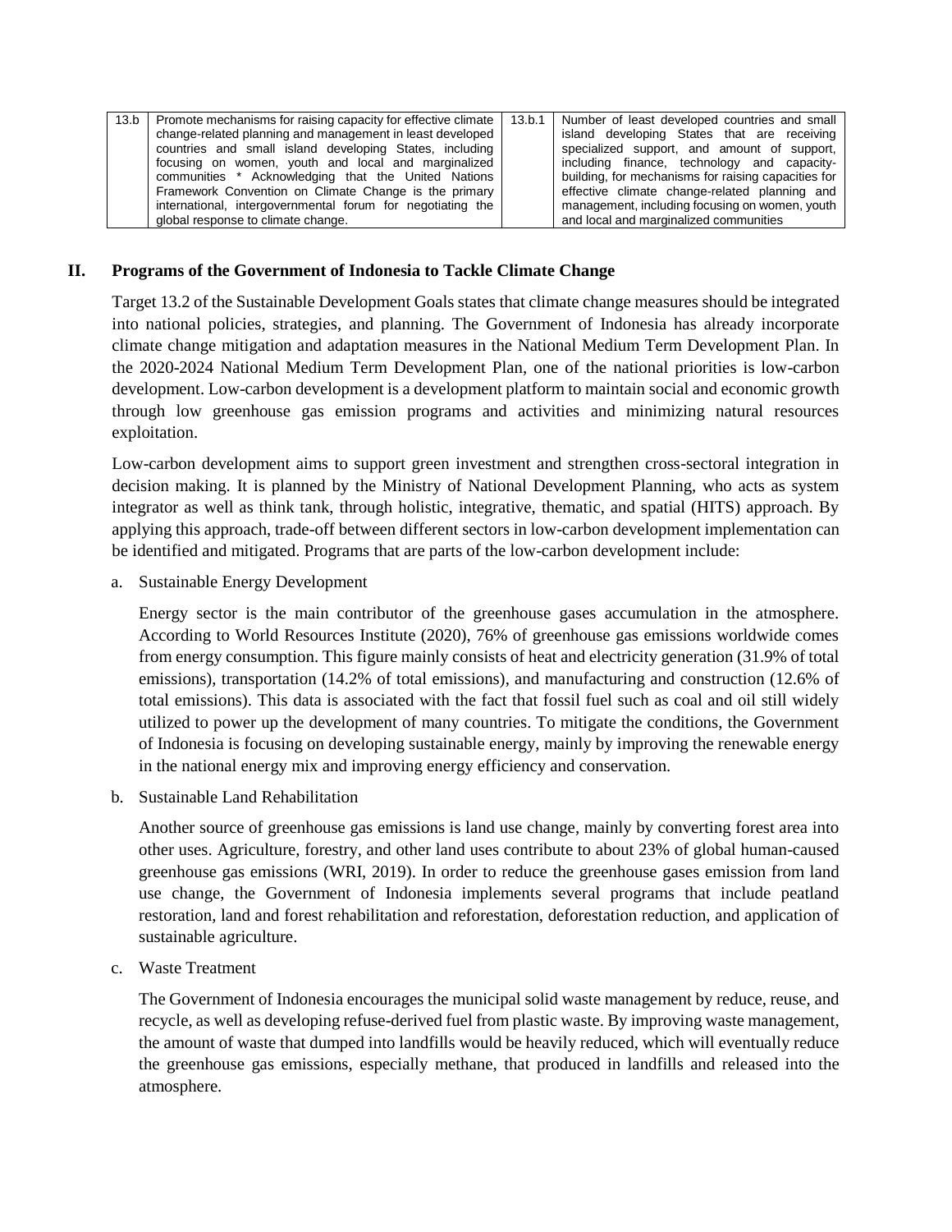| 13.b | Promote mechanisms for raising capacity for effective climate change-related planning and management in least developed countries and small island developing States, including focusing on women, youth and local and marginalized communities * Acknowledging that the United Nations Framework Convention on Climate Change is the primary international, intergovernmental forum for negotiating the global response to climate change. | 13.b.1 | Number of least developed countries and small island developing States that are receiving specialized support, and amount of support, including finance, technology and capacity-building, for mechanisms for raising capacities for effective climate change-related planning and management, including focusing on women, youth and local and marginalized communities |
|---|---|---|---|

## II. Programs of the Government of Indonesia to Tackle Climate Change

Target 13.2 of the Sustainable Development Goals states that climate change measures should be integrated into national policies, strategies, and planning. The Government of Indonesia has already incorporate climate change mitigation and adaptation measures in the National Medium Term Development Plan. In the 2020-2024 National Medium Term Development Plan, one of the national priorities is low-carbon development. Low-carbon development is a development platform to maintain social and economic growth through low greenhouse gas emission programs and activities and minimizing natural resources exploitation.

Low-carbon development aims to support green investment and strengthen cross-sectoral integration in decision making. It is planned by the Ministry of National Development Planning, who acts as system integrator as well as think tank, through holistic, integrative, thematic, and spatial (HITS) approach. By applying this approach, trade-off between different sectors in low-carbon development implementation can be identified and mitigated. Programs that are parts of the low-carbon development include:

a. Sustainable Energy Development

Energy sector is the main contributor of the greenhouse gases accumulation in the atmosphere. According to World Resources Institute (2020), 76% of greenhouse gas emissions worldwide comes from energy consumption. This figure mainly consists of heat and electricity generation (31.9% of total emissions), transportation (14.2% of total emissions), and manufacturing and construction (12.6% of total emissions). This data is associated with the fact that fossil fuel such as coal and oil still widely utilized to power up the development of many countries. To mitigate the conditions, the Government of Indonesia is focusing on developing sustainable energy, mainly by improving the renewable energy in the national energy mix and improving energy efficiency and conservation.

b. Sustainable Land Rehabilitation

Another source of greenhouse gas emissions is land use change, mainly by converting forest area into other uses. Agriculture, forestry, and other land uses contribute to about 23% of global human-caused greenhouse gas emissions (WRI, 2019). In order to reduce the greenhouse gases emission from land use change, the Government of Indonesia implements several programs that include peatland restoration, land and forest rehabilitation and reforestation, deforestation reduction, and application of sustainable agriculture.

c. Waste Treatment

The Government of Indonesia encourages the municipal solid waste management by reduce, reuse, and recycle, as well as developing refuse-derived fuel from plastic waste. By improving waste management, the amount of waste that dumped into landfills would be heavily reduced, which will eventually reduce the greenhouse gas emissions, especially methane, that produced in landfills and released into the atmosphere.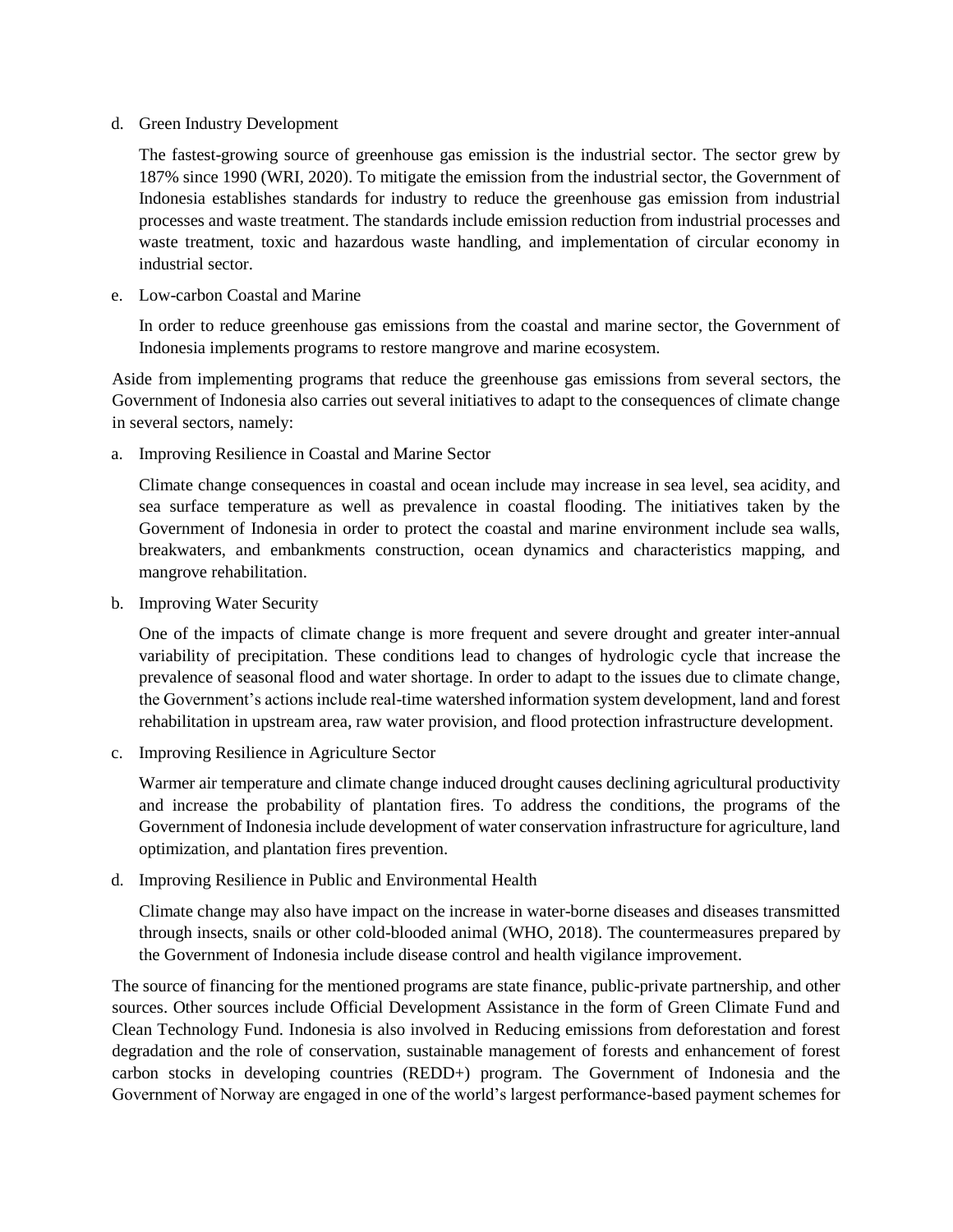d. Green Industry Development

   The fastest-growing source of greenhouse gas emission is the industrial sector. The sector grew by 187% since 1990 (WRI, 2020). To mitigate the emission from the industrial sector, the Government of Indonesia establishes standards for industry to reduce the greenhouse gas emission from industrial processes and waste treatment. The standards include emission reduction from industrial processes and waste treatment, toxic and hazardous waste handling, and implementation of circular economy in industrial sector.

e. Low-carbon Coastal and Marine

   In order to reduce greenhouse gas emissions from the coastal and marine sector, the Government of Indonesia implements programs to restore mangrove and marine ecosystem.

Aside from implementing programs that reduce the greenhouse gas emissions from several sectors, the Government of Indonesia also carries out several initiatives to adapt to the consequences of climate change in several sectors, namely:

a. Improving Resilience in Coastal and Marine Sector

   Climate change consequences in coastal and ocean include may increase in sea level, sea acidity, and sea surface temperature as well as prevalence in coastal flooding. The initiatives taken by the Government of Indonesia in order to protect the coastal and marine environment include sea walls, breakwaters, and embankments construction, ocean dynamics and characteristics mapping, and mangrove rehabilitation.

b. Improving Water Security

   One of the impacts of climate change is more frequent and severe drought and greater inter-annual variability of precipitation. These conditions lead to changes of hydrologic cycle that increase the prevalence of seasonal flood and water shortage. In order to adapt to the issues due to climate change, the Government's actions include real-time watershed information system development, land and forest rehabilitation in upstream area, raw water provision, and flood protection infrastructure development.

c. Improving Resilience in Agriculture Sector

   Warmer air temperature and climate change induced drought causes declining agricultural productivity and increase the probability of plantation fires. To address the conditions, the programs of the Government of Indonesia include development of water conservation infrastructure for agriculture, land optimization, and plantation fires prevention.

d. Improving Resilience in Public and Environmental Health

   Climate change may also have impact on the increase in water-borne diseases and diseases transmitted through insects, snails or other cold-blooded animal (WHO, 2018). The countermeasures prepared by the Government of Indonesia include disease control and health vigilance improvement.

The source of financing for the mentioned programs are state finance, public-private partnership, and other sources. Other sources include Official Development Assistance in the form of Green Climate Fund and Clean Technology Fund. Indonesia is also involved in Reducing emissions from deforestation and forest degradation and the role of conservation, sustainable management of forests and enhancement of forest carbon stocks in developing countries (REDD+) program. The Government of Indonesia and the Government of Norway are engaged in one of the world's largest performance-based payment schemes for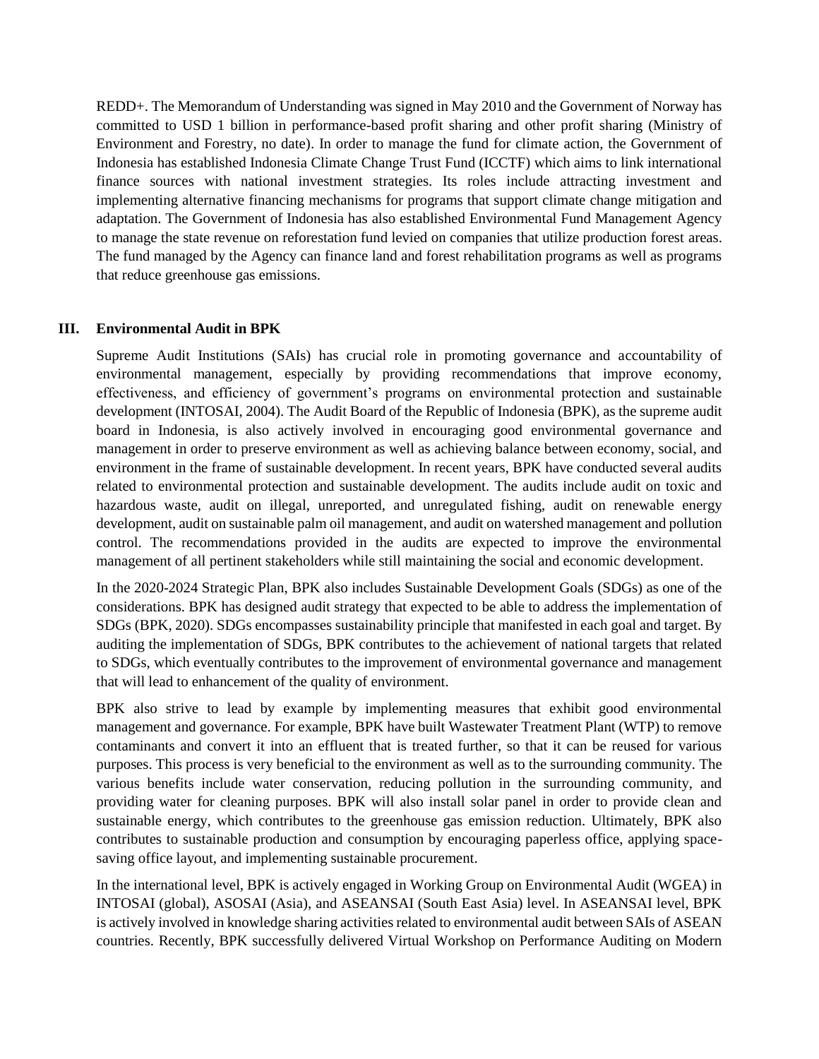REDD+. The Memorandum of Understanding was signed in May 2010 and the Government of Norway has committed to USD 1 billion in performance-based profit sharing and other profit sharing (Ministry of Environment and Forestry, no date). In order to manage the fund for climate action, the Government of Indonesia has established Indonesia Climate Change Trust Fund (ICCTF) which aims to link international finance sources with national investment strategies. Its roles include attracting investment and implementing alternative financing mechanisms for programs that support climate change mitigation and adaptation. The Government of Indonesia has also established Environmental Fund Management Agency to manage the state revenue on reforestation fund levied on companies that utilize production forest areas. The fund managed by the Agency can finance land and forest rehabilitation programs as well as programs that reduce greenhouse gas emissions.

## III. Environmental Audit in BPK

Supreme Audit Institutions (SAIs) has crucial role in promoting governance and accountability of environmental management, especially by providing recommendations that improve economy, effectiveness, and efficiency of government's programs on environmental protection and sustainable development (INTOSAI, 2004). The Audit Board of the Republic of Indonesia (BPK), as the supreme audit board in Indonesia, is also actively involved in encouraging good environmental governance and management in order to preserve environment as well as achieving balance between economy, social, and environment in the frame of sustainable development. In recent years, BPK have conducted several audits related to environmental protection and sustainable development. The audits include audit on toxic and hazardous waste, audit on illegal, unreported, and unregulated fishing, audit on renewable energy development, audit on sustainable palm oil management, and audit on watershed management and pollution control. The recommendations provided in the audits are expected to improve the environmental management of all pertinent stakeholders while still maintaining the social and economic development.

In the 2020-2024 Strategic Plan, BPK also includes Sustainable Development Goals (SDGs) as one of the considerations. BPK has designed audit strategy that expected to be able to address the implementation of SDGs (BPK, 2020). SDGs encompasses sustainability principle that manifested in each goal and target. By auditing the implementation of SDGs, BPK contributes to the achievement of national targets that related to SDGs, which eventually contributes to the improvement of environmental governance and management that will lead to enhancement of the quality of environment.

BPK also strive to lead by example by implementing measures that exhibit good environmental management and governance. For example, BPK have built Wastewater Treatment Plant (WTP) to remove contaminants and convert it into an effluent that is treated further, so that it can be reused for various purposes. This process is very beneficial to the environment as well as to the surrounding community. The various benefits include water conservation, reducing pollution in the surrounding community, and providing water for cleaning purposes. BPK will also install solar panel in order to provide clean and sustainable energy, which contributes to the greenhouse gas emission reduction. Ultimately, BPK also contributes to sustainable production and consumption by encouraging paperless office, applying space-saving office layout, and implementing sustainable procurement.

In the international level, BPK is actively engaged in Working Group on Environmental Audit (WGEA) in INTOSAI (global), ASOSAI (Asia), and ASEANSAI (South East Asia) level. In ASEANSAI level, BPK is actively involved in knowledge sharing activities related to environmental audit between SAIs of ASEAN countries. Recently, BPK successfully delivered Virtual Workshop on Performance Auditing on Modern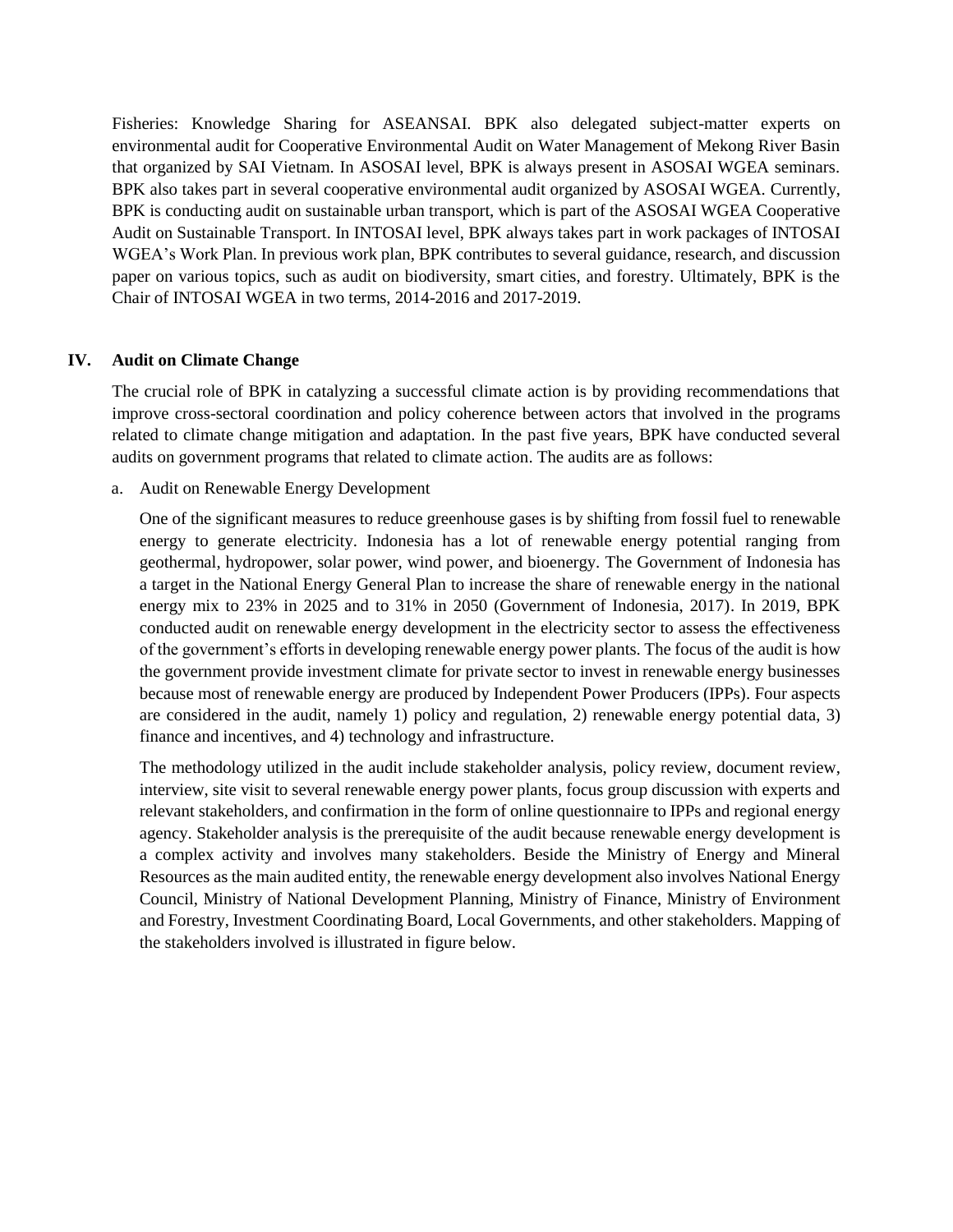Fisheries: Knowledge Sharing for ASEANSAI. BPK also delegated subject-matter experts on environmental audit for Cooperative Environmental Audit on Water Management of Mekong River Basin that organized by SAI Vietnam. In ASOSAI level, BPK is always present in ASOSAI WGEA seminars. BPK also takes part in several cooperative environmental audit organized by ASOSAI WGEA. Currently, BPK is conducting audit on sustainable urban transport, which is part of the ASOSAI WGEA Cooperative Audit on Sustainable Transport. In INTOSAI level, BPK always takes part in work packages of INTOSAI WGEA's Work Plan. In previous work plan, BPK contributes to several guidance, research, and discussion paper on various topics, such as audit on biodiversity, smart cities, and forestry. Ultimately, BPK is the Chair of INTOSAI WGEA in two terms, 2014-2016 and 2017-2019.

## IV. Audit on Climate Change

The crucial role of BPK in catalyzing a successful climate action is by providing recommendations that improve cross-sectoral coordination and policy coherence between actors that involved in the programs related to climate change mitigation and adaptation. In the past five years, BPK have conducted several audits on government programs that related to climate action. The audits are as follows:

a. Audit on Renewable Energy Development

One of the significant measures to reduce greenhouse gases is by shifting from fossil fuel to renewable energy to generate electricity. Indonesia has a lot of renewable energy potential ranging from geothermal, hydropower, solar power, wind power, and bioenergy. The Government of Indonesia has a target in the National Energy General Plan to increase the share of renewable energy in the national energy mix to 23% in 2025 and to 31% in 2050 (Government of Indonesia, 2017). In 2019, BPK conducted audit on renewable energy development in the electricity sector to assess the effectiveness of the government's efforts in developing renewable energy power plants. The focus of the audit is how the government provide investment climate for private sector to invest in renewable energy businesses because most of renewable energy are produced by Independent Power Producers (IPPs). Four aspects are considered in the audit, namely 1) policy and regulation, 2) renewable energy potential data, 3) finance and incentives, and 4) technology and infrastructure.

The methodology utilized in the audit include stakeholder analysis, policy review, document review, interview, site visit to several renewable energy power plants, focus group discussion with experts and relevant stakeholders, and confirmation in the form of online questionnaire to IPPs and regional energy agency. Stakeholder analysis is the prerequisite of the audit because renewable energy development is a complex activity and involves many stakeholders. Beside the Ministry of Energy and Mineral Resources as the main audited entity, the renewable energy development also involves National Energy Council, Ministry of National Development Planning, Ministry of Finance, Ministry of Environment and Forestry, Investment Coordinating Board, Local Governments, and other stakeholders. Mapping of the stakeholders involved is illustrated in figure below.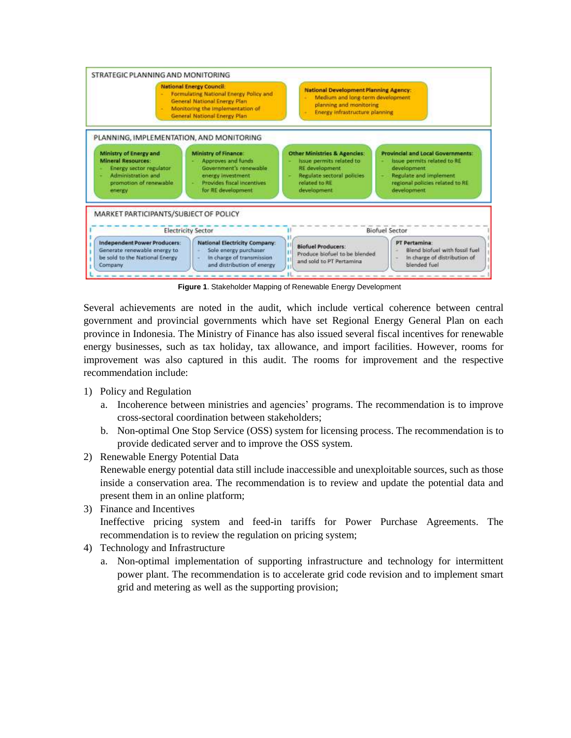STRATEGIC PLANNING AND MONITORING

**National Energy Council:**
- Formulating National Energy Policy and General National Energy Plan
- Monitoring the implementation of General National Energy Plan

**National Development Planning Agency:**
- Medium and long-term development planning and monitoring
- Energy infrastructure planning

PLANNING, IMPLEMENTATION, AND MONITORING

**Ministry of Energy and Mineral Resources:**
- Energy sector regulator
- Administration and promotion of renewable energy

**Ministry of Finance:**
- Approves and funds Government's renewable energy investment
- Provides fiscal incentives for RE development

**Other Ministries & Agencies:**
- Issue permits related to RE development
- Regulate sectoral policies related to RE development

**Provincial and Local Governments:**
- Issue permits related to RE development
- Regulate and implement regional policies related to RE development

MARKET PARTICIPANTS/SUBJECT OF POLICY

Electricity Sector

**Independent Power Producers:** Generate renewable energy to be sold to the National Energy Company

**National Electricity Company:**
- Sole energy purchaser
- In charge of transmission and distribution of energy

Biofuel Sector

**Biofuel Producers:** Produce biofuel to be blended and sold to PT Pertamina

**PT Pertamina:**
- Blend biofuel with fossil fuel
- In charge of distribution of blended fuel

**Figure 1**. Stakeholder Mapping of Renewable Energy Development

Several achievements are noted in the audit, which include vertical coherence between central government and provincial governments which have set Regional Energy General Plan on each province in Indonesia. The Ministry of Finance has also issued several fiscal incentives for renewable energy businesses, such as tax holiday, tax allowance, and import facilities. However, rooms for improvement was also captured in this audit. The rooms for improvement and the respective recommendation include:

1) Policy and Regulation
   a. Incoherence between ministries and agencies' programs. The recommendation is to improve cross-sectoral coordination between stakeholders;
   b. Non-optimal One Stop Service (OSS) system for licensing process. The recommendation is to provide dedicated server and to improve the OSS system.
2) Renewable Energy Potential Data
   Renewable energy potential data still include inaccessible and unexploitable sources, such as those inside a conservation area. The recommendation is to review and update the potential data and present them in an online platform;
3) Finance and Incentives
   Ineffective pricing system and feed-in tariffs for Power Purchase Agreements. The recommendation is to review the regulation on pricing system;
4) Technology and Infrastructure
   a. Non-optimal implementation of supporting infrastructure and technology for intermittent power plant. The recommendation is to accelerate grid code revision and to implement smart grid and metering as well as the supporting provision;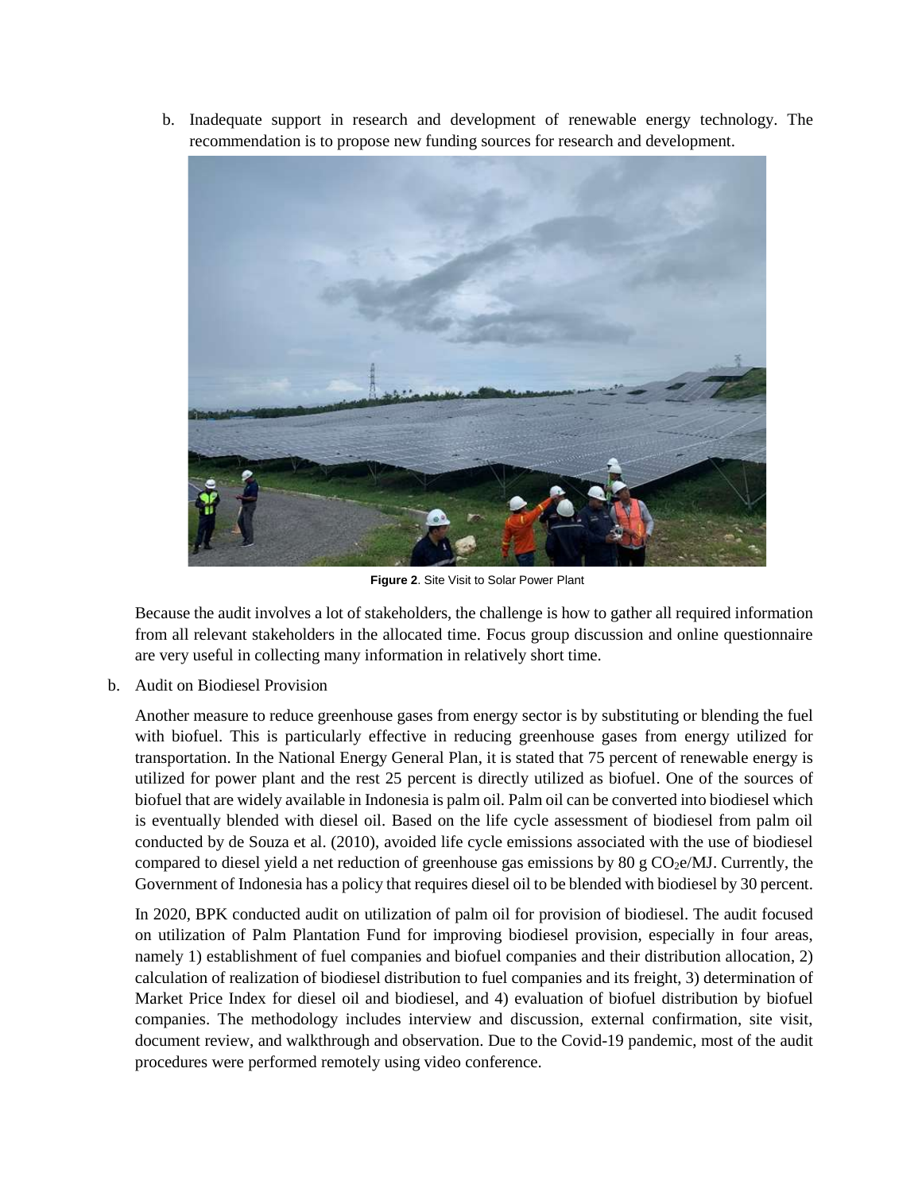b. Inadequate support in research and development of renewable energy technology. The recommendation is to propose new funding sources for research and development.

**Figure 2**. Site Visit to Solar Power Plant

Because the audit involves a lot of stakeholders, the challenge is how to gather all required information from all relevant stakeholders in the allocated time. Focus group discussion and online questionnaire are very useful in collecting many information in relatively short time.

b. Audit on Biodiesel Provision

Another measure to reduce greenhouse gases from energy sector is by substituting or blending the fuel with biofuel. This is particularly effective in reducing greenhouse gases from energy utilized for transportation. In the National Energy General Plan, it is stated that 75 percent of renewable energy is utilized for power plant and the rest 25 percent is directly utilized as biofuel. One of the sources of biofuel that are widely available in Indonesia is palm oil. Palm oil can be converted into biodiesel which is eventually blended with diesel oil. Based on the life cycle assessment of biodiesel from palm oil conducted by de Souza et al. (2010), avoided life cycle emissions associated with the use of biodiesel compared to diesel yield a net reduction of greenhouse gas emissions by 80 g $CO_2e$/MJ. Currently, the Government of Indonesia has a policy that requires diesel oil to be blended with biodiesel by 30 percent.

In 2020, BPK conducted audit on utilization of palm oil for provision of biodiesel. The audit focused on utilization of Palm Plantation Fund for improving biodiesel provision, especially in four areas, namely 1) establishment of fuel companies and biofuel companies and their distribution allocation, 2) calculation of realization of biodiesel distribution to fuel companies and its freight, 3) determination of Market Price Index for diesel oil and biodiesel, and 4) evaluation of biofuel distribution by biofuel companies. The methodology includes interview and discussion, external confirmation, site visit, document review, and walkthrough and observation. Due to the Covid-19 pandemic, most of the audit procedures were performed remotely using video conference.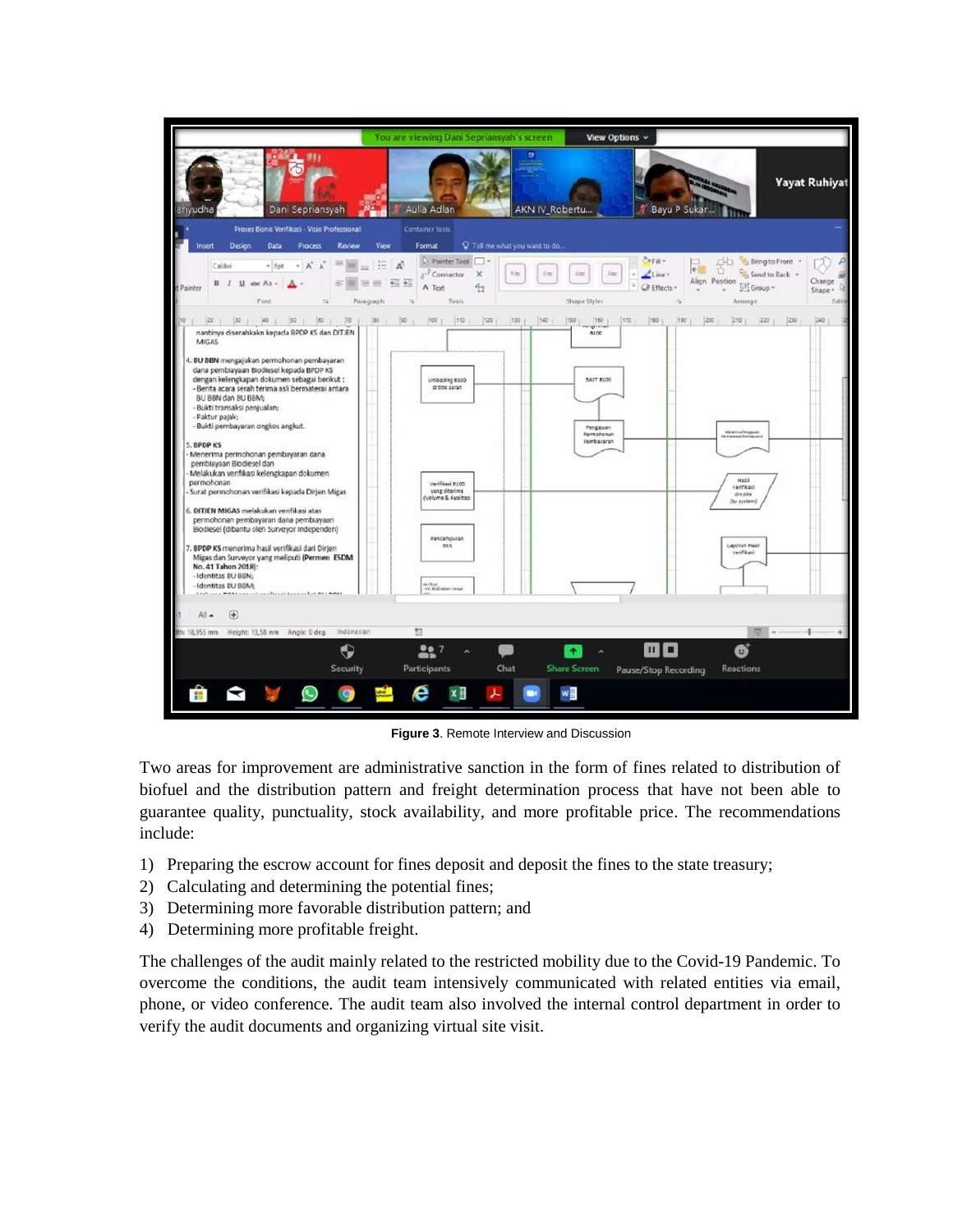**Figure 3**. Remote Interview and Discussion

Two areas for improvement are administrative sanction in the form of fines related to distribution of biofuel and the distribution pattern and freight determination process that have not been able to guarantee quality, punctuality, stock availability, and more profitable price. The recommendations include:

1) Preparing the escrow account for fines deposit and deposit the fines to the state treasury;
2) Calculating and determining the potential fines;
3) Determining more favorable distribution pattern; and
4) Determining more profitable freight.

The challenges of the audit mainly related to the restricted mobility due to the Covid-19 Pandemic. To overcome the conditions, the audit team intensively communicated with related entities via email, phone, or video conference. The audit team also involved the internal control department in order to verify the audit documents and organizing virtual site visit.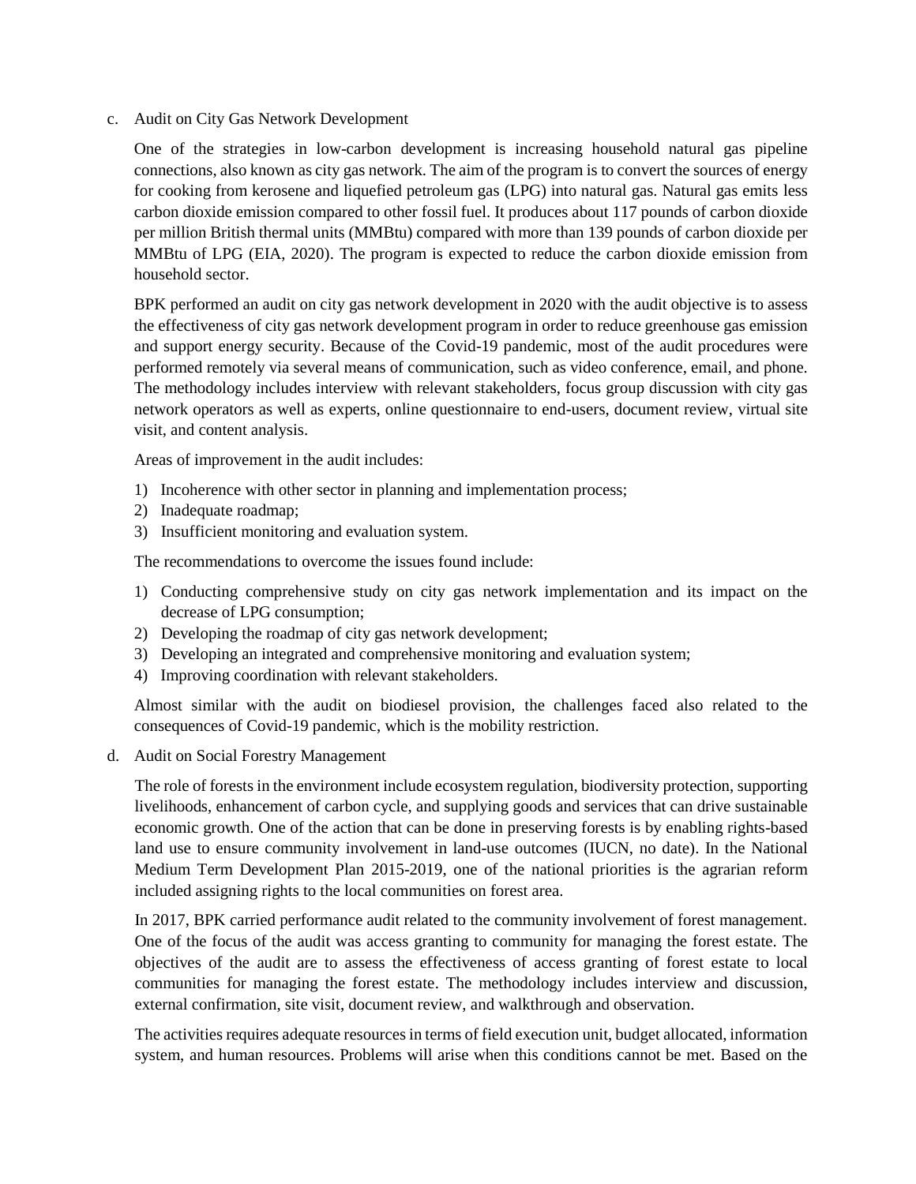c. Audit on City Gas Network Development

One of the strategies in low-carbon development is increasing household natural gas pipeline connections, also known as city gas network. The aim of the program is to convert the sources of energy for cooking from kerosene and liquefied petroleum gas (LPG) into natural gas. Natural gas emits less carbon dioxide emission compared to other fossil fuel. It produces about 117 pounds of carbon dioxide per million British thermal units (MMBtu) compared with more than 139 pounds of carbon dioxide per MMBtu of LPG (EIA, 2020). The program is expected to reduce the carbon dioxide emission from household sector.

BPK performed an audit on city gas network development in 2020 with the audit objective is to assess the effectiveness of city gas network development program in order to reduce greenhouse gas emission and support energy security. Because of the Covid-19 pandemic, most of the audit procedures were performed remotely via several means of communication, such as video conference, email, and phone. The methodology includes interview with relevant stakeholders, focus group discussion with city gas network operators as well as experts, online questionnaire to end-users, document review, virtual site visit, and content analysis.

Areas of improvement in the audit includes:

1) Incoherence with other sector in planning and implementation process;
2) Inadequate roadmap;
3) Insufficient monitoring and evaluation system.

The recommendations to overcome the issues found include:

1) Conducting comprehensive study on city gas network implementation and its impact on the decrease of LPG consumption;
2) Developing the roadmap of city gas network development;
3) Developing an integrated and comprehensive monitoring and evaluation system;
4) Improving coordination with relevant stakeholders.

Almost similar with the audit on biodiesel provision, the challenges faced also related to the consequences of Covid-19 pandemic, which is the mobility restriction.

d. Audit on Social Forestry Management

The role of forests in the environment include ecosystem regulation, biodiversity protection, supporting livelihoods, enhancement of carbon cycle, and supplying goods and services that can drive sustainable economic growth. One of the action that can be done in preserving forests is by enabling rights-based land use to ensure community involvement in land-use outcomes (IUCN, no date). In the National Medium Term Development Plan 2015-2019, one of the national priorities is the agrarian reform included assigning rights to the local communities on forest area.

In 2017, BPK carried performance audit related to the community involvement of forest management. One of the focus of the audit was access granting to community for managing the forest estate. The objectives of the audit are to assess the effectiveness of access granting of forest estate to local communities for managing the forest estate. The methodology includes interview and discussion, external confirmation, site visit, document review, and walkthrough and observation.

The activities requires adequate resources in terms of field execution unit, budget allocated, information system, and human resources. Problems will arise when this conditions cannot be met. Based on the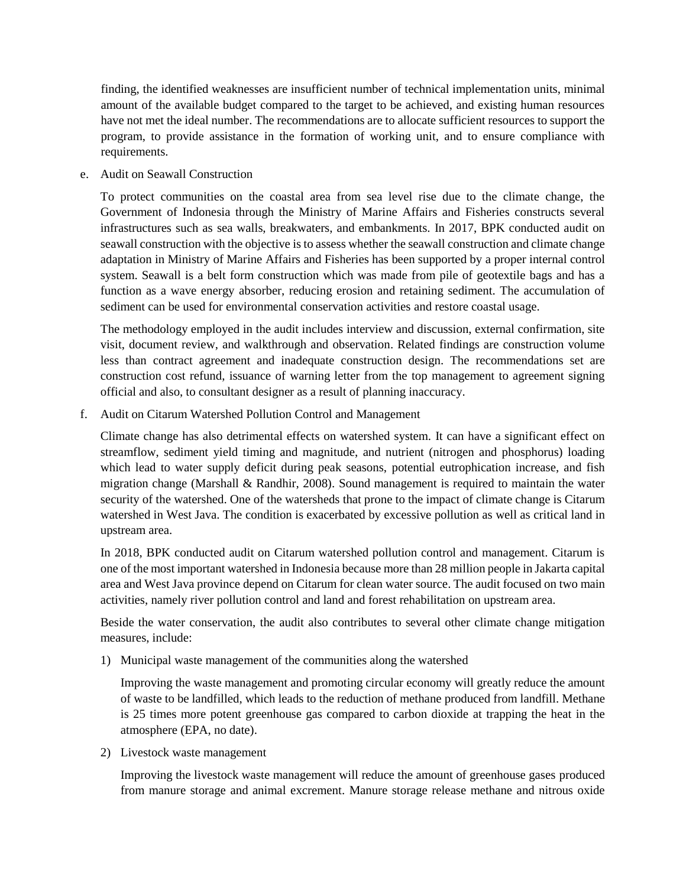finding, the identified weaknesses are insufficient number of technical implementation units, minimal amount of the available budget compared to the target to be achieved, and existing human resources have not met the ideal number. The recommendations are to allocate sufficient resources to support the program, to provide assistance in the formation of working unit, and to ensure compliance with requirements.

e. Audit on Seawall Construction

   To protect communities on the coastal area from sea level rise due to the climate change, the Government of Indonesia through the Ministry of Marine Affairs and Fisheries constructs several infrastructures such as sea walls, breakwaters, and embankments. In 2017, BPK conducted audit on seawall construction with the objective is to assess whether the seawall construction and climate change adaptation in Ministry of Marine Affairs and Fisheries has been supported by a proper internal control system. Seawall is a belt form construction which was made from pile of geotextile bags and has a function as a wave energy absorber, reducing erosion and retaining sediment. The accumulation of sediment can be used for environmental conservation activities and restore coastal usage.

   The methodology employed in the audit includes interview and discussion, external confirmation, site visit, document review, and walkthrough and observation. Related findings are construction volume less than contract agreement and inadequate construction design. The recommendations set are construction cost refund, issuance of warning letter from the top management to agreement signing official and also, to consultant designer as a result of planning inaccuracy.

f. Audit on Citarum Watershed Pollution Control and Management

   Climate change has also detrimental effects on watershed system. It can have a significant effect on streamflow, sediment yield timing and magnitude, and nutrient (nitrogen and phosphorus) loading which lead to water supply deficit during peak seasons, potential eutrophication increase, and fish migration change (Marshall & Randhir, 2008). Sound management is required to maintain the water security of the watershed. One of the watersheds that prone to the impact of climate change is Citarum watershed in West Java. The condition is exacerbated by excessive pollution as well as critical land in upstream area.

   In 2018, BPK conducted audit on Citarum watershed pollution control and management. Citarum is one of the most important watershed in Indonesia because more than 28 million people in Jakarta capital area and West Java province depend on Citarum for clean water source. The audit focused on two main activities, namely river pollution control and land and forest rehabilitation on upstream area.

   Beside the water conservation, the audit also contributes to several other climate change mitigation measures, include:

   1) Municipal waste management of the communities along the watershed

      Improving the waste management and promoting circular economy will greatly reduce the amount of waste to be landfilled, which leads to the reduction of methane produced from landfill. Methane is 25 times more potent greenhouse gas compared to carbon dioxide at trapping the heat in the atmosphere (EPA, no date).

   2) Livestock waste management

      Improving the livestock waste management will reduce the amount of greenhouse gases produced from manure storage and animal excrement. Manure storage release methane and nitrous oxide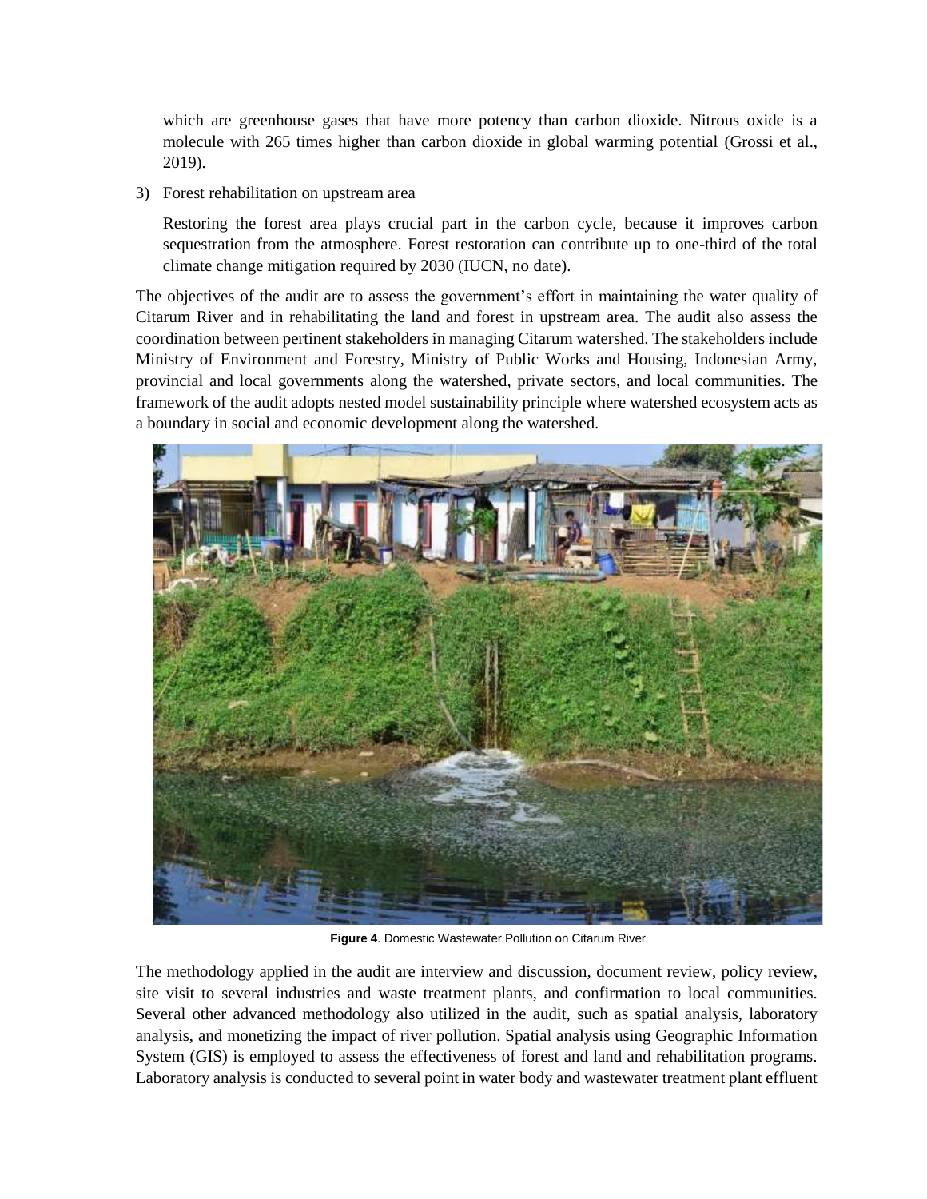which are greenhouse gases that have more potency than carbon dioxide. Nitrous oxide is a molecule with 265 times higher than carbon dioxide in global warming potential (Grossi et al., 2019).

3) Forest rehabilitation on upstream area

   Restoring the forest area plays crucial part in the carbon cycle, because it improves carbon sequestration from the atmosphere. Forest restoration can contribute up to one-third of the total climate change mitigation required by 2030 (IUCN, no date).

The objectives of the audit are to assess the government's effort in maintaining the water quality of Citarum River and in rehabilitating the land and forest in upstream area. The audit also assess the coordination between pertinent stakeholders in managing Citarum watershed. The stakeholders include Ministry of Environment and Forestry, Ministry of Public Works and Housing, Indonesian Army, provincial and local governments along the watershed, private sectors, and local communities. The framework of the audit adopts nested model sustainability principle where watershed ecosystem acts as a boundary in social and economic development along the watershed.

**Figure 4**. Domestic Wastewater Pollution on Citarum River

The methodology applied in the audit are interview and discussion, document review, policy review, site visit to several industries and waste treatment plants, and confirmation to local communities. Several other advanced methodology also utilized in the audit, such as spatial analysis, laboratory analysis, and monetizing the impact of river pollution. Spatial analysis using Geographic Information System (GIS) is employed to assess the effectiveness of forest and land and rehabilitation programs. Laboratory analysis is conducted to several point in water body and wastewater treatment plant effluent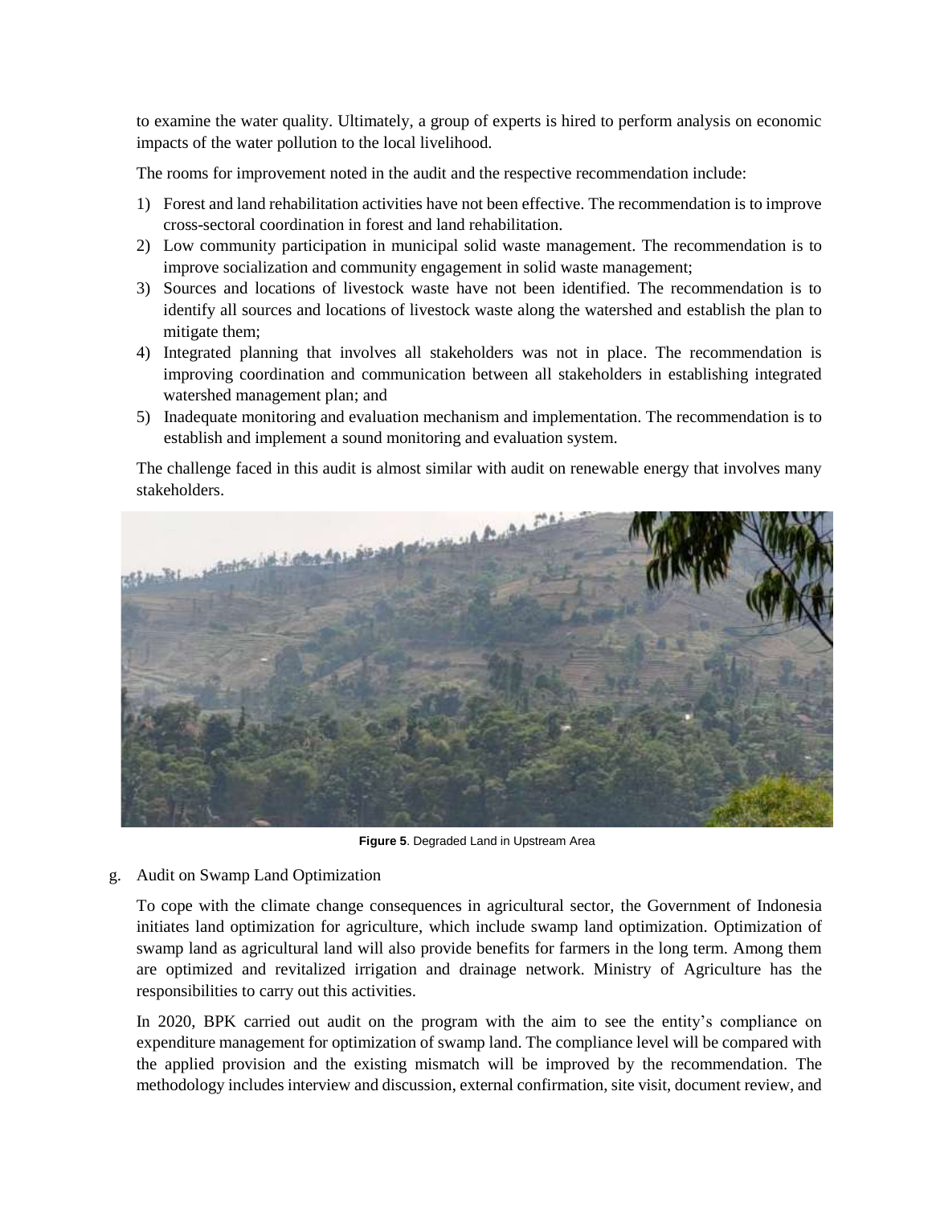to examine the water quality. Ultimately, a group of experts is hired to perform analysis on economic impacts of the water pollution to the local livelihood.

The rooms for improvement noted in the audit and the respective recommendation include:

1) Forest and land rehabilitation activities have not been effective. The recommendation is to improve cross-sectoral coordination in forest and land rehabilitation.
2) Low community participation in municipal solid waste management. The recommendation is to improve socialization and community engagement in solid waste management;
3) Sources and locations of livestock waste have not been identified. The recommendation is to identify all sources and locations of livestock waste along the watershed and establish the plan to mitigate them;
4) Integrated planning that involves all stakeholders was not in place. The recommendation is improving coordination and communication between all stakeholders in establishing integrated watershed management plan; and
5) Inadequate monitoring and evaluation mechanism and implementation. The recommendation is to establish and implement a sound monitoring and evaluation system.

The challenge faced in this audit is almost similar with audit on renewable energy that involves many stakeholders.

**Figure 5**. Degraded Land in Upstream Area

g. Audit on Swamp Land Optimization

To cope with the climate change consequences in agricultural sector, the Government of Indonesia initiates land optimization for agriculture, which include swamp land optimization. Optimization of swamp land as agricultural land will also provide benefits for farmers in the long term. Among them are optimized and revitalized irrigation and drainage network. Ministry of Agriculture has the responsibilities to carry out this activities.

In 2020, BPK carried out audit on the program with the aim to see the entity's compliance on expenditure management for optimization of swamp land. The compliance level will be compared with the applied provision and the existing mismatch will be improved by the recommendation. The methodology includes interview and discussion, external confirmation, site visit, document review, and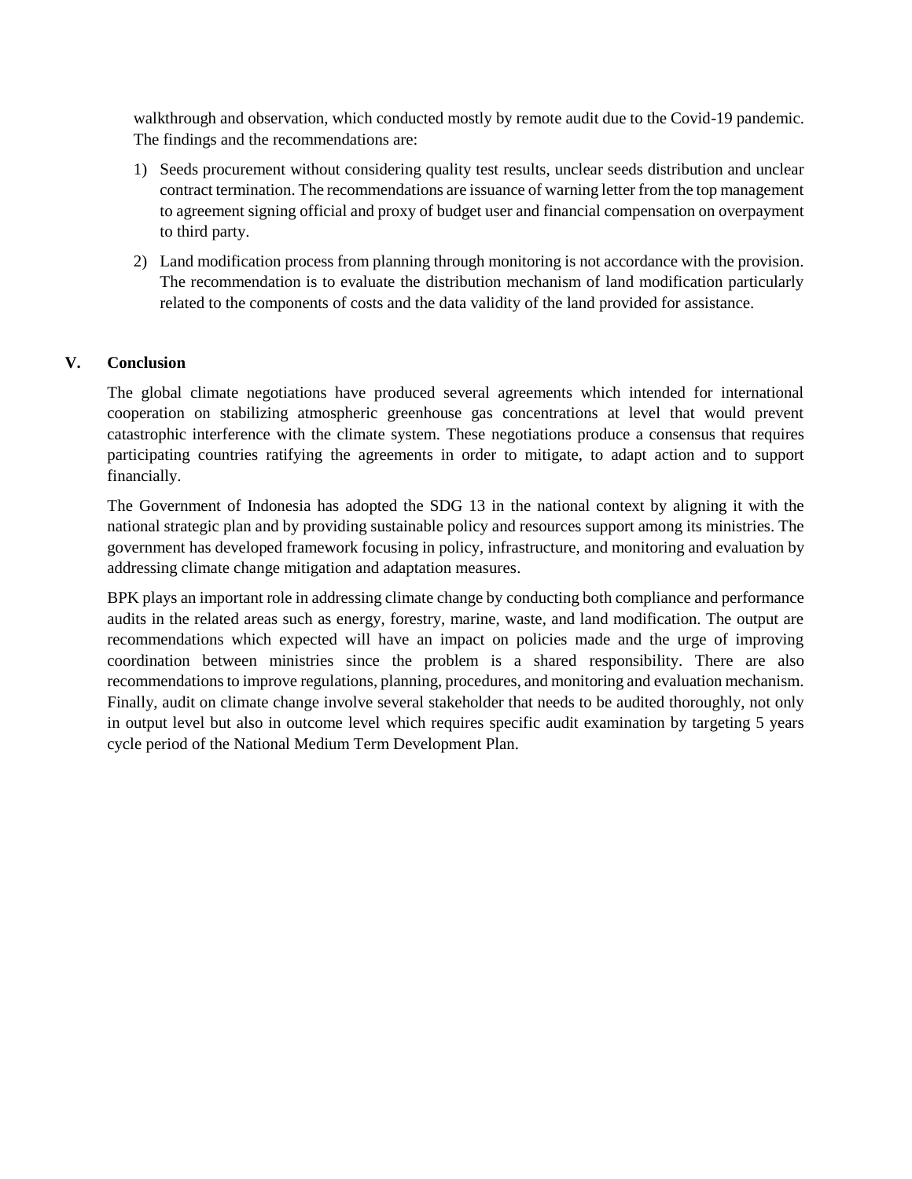walkthrough and observation, which conducted mostly by remote audit due to the Covid-19 pandemic. The findings and the recommendations are:

1) Seeds procurement without considering quality test results, unclear seeds distribution and unclear contract termination. The recommendations are issuance of warning letter from the top management to agreement signing official and proxy of budget user and financial compensation on overpayment to third party.
2) Land modification process from planning through monitoring is not accordance with the provision. The recommendation is to evaluate the distribution mechanism of land modification particularly related to the components of costs and the data validity of the land provided for assistance.

## V. Conclusion

The global climate negotiations have produced several agreements which intended for international cooperation on stabilizing atmospheric greenhouse gas concentrations at level that would prevent catastrophic interference with the climate system. These negotiations produce a consensus that requires participating countries ratifying the agreements in order to mitigate, to adapt action and to support financially.

The Government of Indonesia has adopted the SDG 13 in the national context by aligning it with the national strategic plan and by providing sustainable policy and resources support among its ministries. The government has developed framework focusing in policy, infrastructure, and monitoring and evaluation by addressing climate change mitigation and adaptation measures.

BPK plays an important role in addressing climate change by conducting both compliance and performance audits in the related areas such as energy, forestry, marine, waste, and land modification. The output are recommendations which expected will have an impact on policies made and the urge of improving coordination between ministries since the problem is a shared responsibility. There are also recommendations to improve regulations, planning, procedures, and monitoring and evaluation mechanism. Finally, audit on climate change involve several stakeholder that needs to be audited thoroughly, not only in output level but also in outcome level which requires specific audit examination by targeting 5 years cycle period of the National Medium Term Development Plan.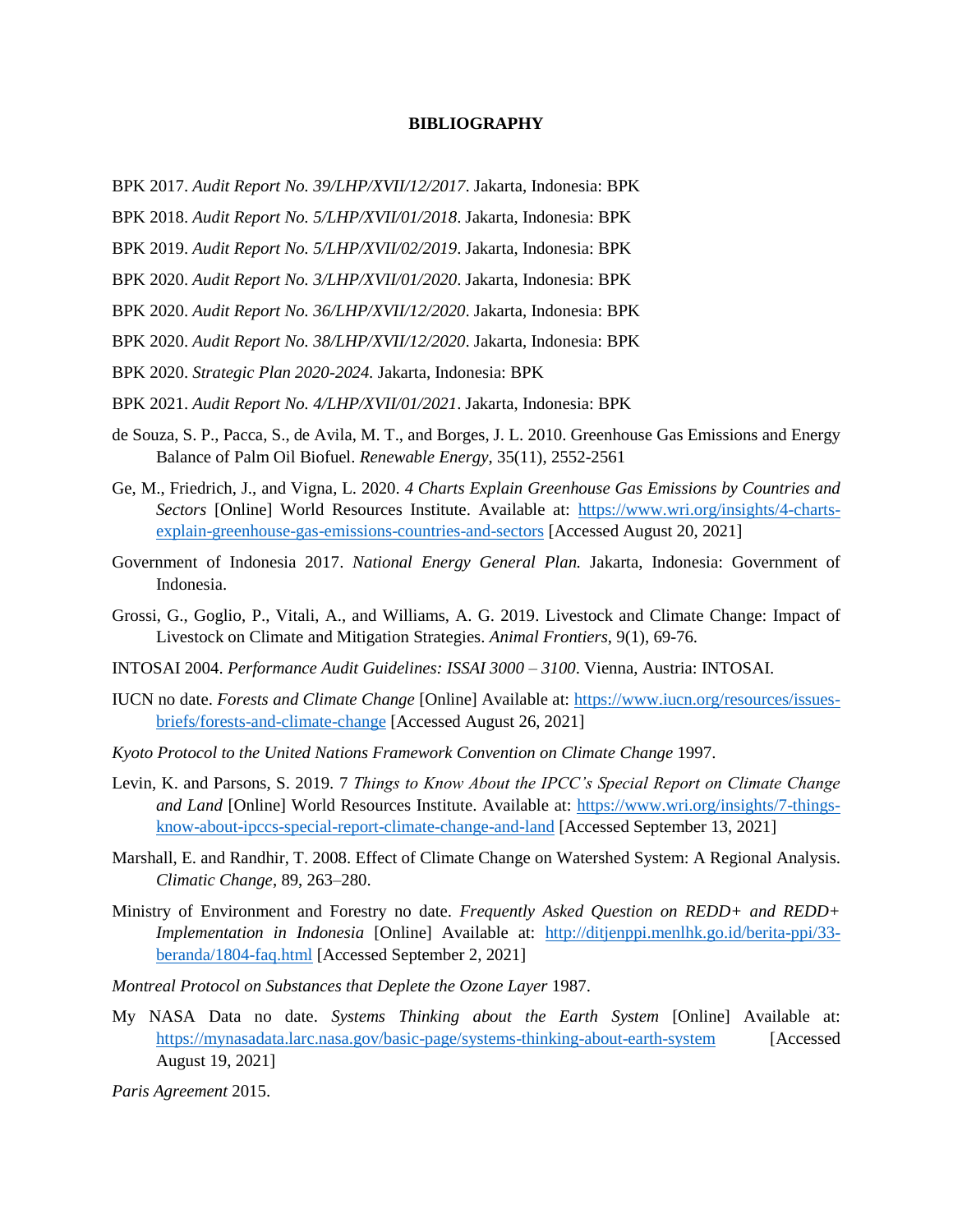# BIBLIOGRAPHY

BPK 2017. *Audit Report No. 39/LHP/XVII/12/2017*. Jakarta, Indonesia: BPK

BPK 2018. *Audit Report No. 5/LHP/XVII/01/2018*. Jakarta, Indonesia: BPK

BPK 2019. *Audit Report No. 5/LHP/XVII/02/2019*. Jakarta, Indonesia: BPK

BPK 2020. *Audit Report No. 3/LHP/XVII/01/2020*. Jakarta, Indonesia: BPK

BPK 2020. *Audit Report No. 36/LHP/XVII/12/2020*. Jakarta, Indonesia: BPK

BPK 2020. *Audit Report No. 38/LHP/XVII/12/2020*. Jakarta, Indonesia: BPK

BPK 2020. *Strategic Plan 2020-2024.* Jakarta, Indonesia: BPK

BPK 2021. *Audit Report No. 4/LHP/XVII/01/2021*. Jakarta, Indonesia: BPK

de Souza, S. P., Pacca, S., de Avila, M. T., and Borges, J. L. 2010. Greenhouse Gas Emissions and Energy Balance of Palm Oil Biofuel. *Renewable Energy*, 35(11), 2552-2561

Ge, M., Friedrich, J., and Vigna, L. 2020. *4 Charts Explain Greenhouse Gas Emissions by Countries and Sectors* [Online] World Resources Institute. Available at: https://www.wri.org/insights/4-charts-explain-greenhouse-gas-emissions-countries-and-sectors [Accessed August 20, 2021]

Government of Indonesia 2017. *National Energy General Plan.* Jakarta, Indonesia: Government of Indonesia.

Grossi, G., Goglio, P., Vitali, A., and Williams, A. G. 2019. Livestock and Climate Change: Impact of Livestock on Climate and Mitigation Strategies. *Animal Frontiers*, 9(1), 69-76.

INTOSAI 2004. *Performance Audit Guidelines: ISSAI 3000 – 3100*. Vienna, Austria: INTOSAI.

IUCN no date. *Forests and Climate Change* [Online] Available at: https://www.iucn.org/resources/issues-briefs/forests-and-climate-change [Accessed August 26, 2021]

*Kyoto Protocol to the United Nations Framework Convention on Climate Change* 1997.

Levin, K. and Parsons, S. 2019. 7 *Things to Know About the IPCC's Special Report on Climate Change and Land* [Online] World Resources Institute. Available at: https://www.wri.org/insights/7-things-know-about-ipccs-special-report-climate-change-and-land [Accessed September 13, 2021]

Marshall, E. and Randhir, T. 2008. Effect of Climate Change on Watershed System: A Regional Analysis. *Climatic Change*, 89, 263–280.

Ministry of Environment and Forestry no date. *Frequently Asked Question on REDD+ and REDD+ Implementation in Indonesia* [Online] Available at: http://ditjenppi.menlhk.go.id/berita-ppi/33-beranda/1804-faq.html [Accessed September 2, 2021]

*Montreal Protocol on Substances that Deplete the Ozone Layer* 1987.

My NASA Data no date. *Systems Thinking about the Earth System* [Online] Available at: https://mynasadata.larc.nasa.gov/basic-page/systems-thinking-about-earth-system [Accessed August 19, 2021]

*Paris Agreement* 2015.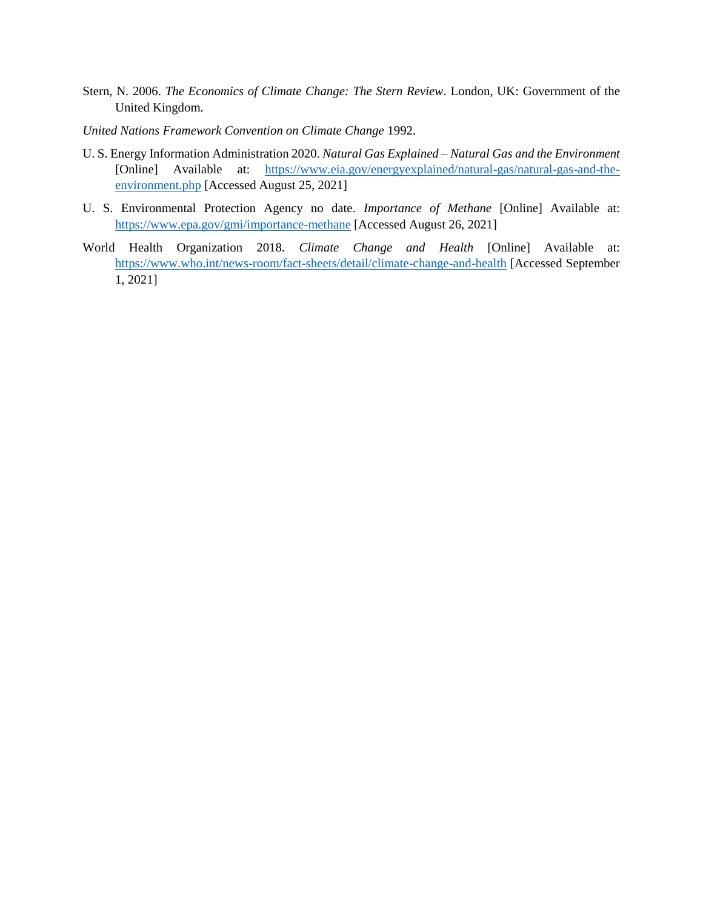Stern, N. 2006. *The Economics of Climate Change: The Stern Review*. London, UK: Government of the United Kingdom.

*United Nations Framework Convention on Climate Change* 1992.

U. S. Energy Information Administration 2020. *Natural Gas Explained – Natural Gas and the Environment* [Online] Available at: https://www.eia.gov/energyexplained/natural-gas/natural-gas-and-the-environment.php [Accessed August 25, 2021]

U. S. Environmental Protection Agency no date. *Importance of Methane* [Online] Available at: https://www.epa.gov/gmi/importance-methane [Accessed August 26, 2021]

World Health Organization 2018. *Climate Change and Health* [Online] Available at: https://www.who.int/news-room/fact-sheets/detail/climate-change-and-health [Accessed September 1, 2021]